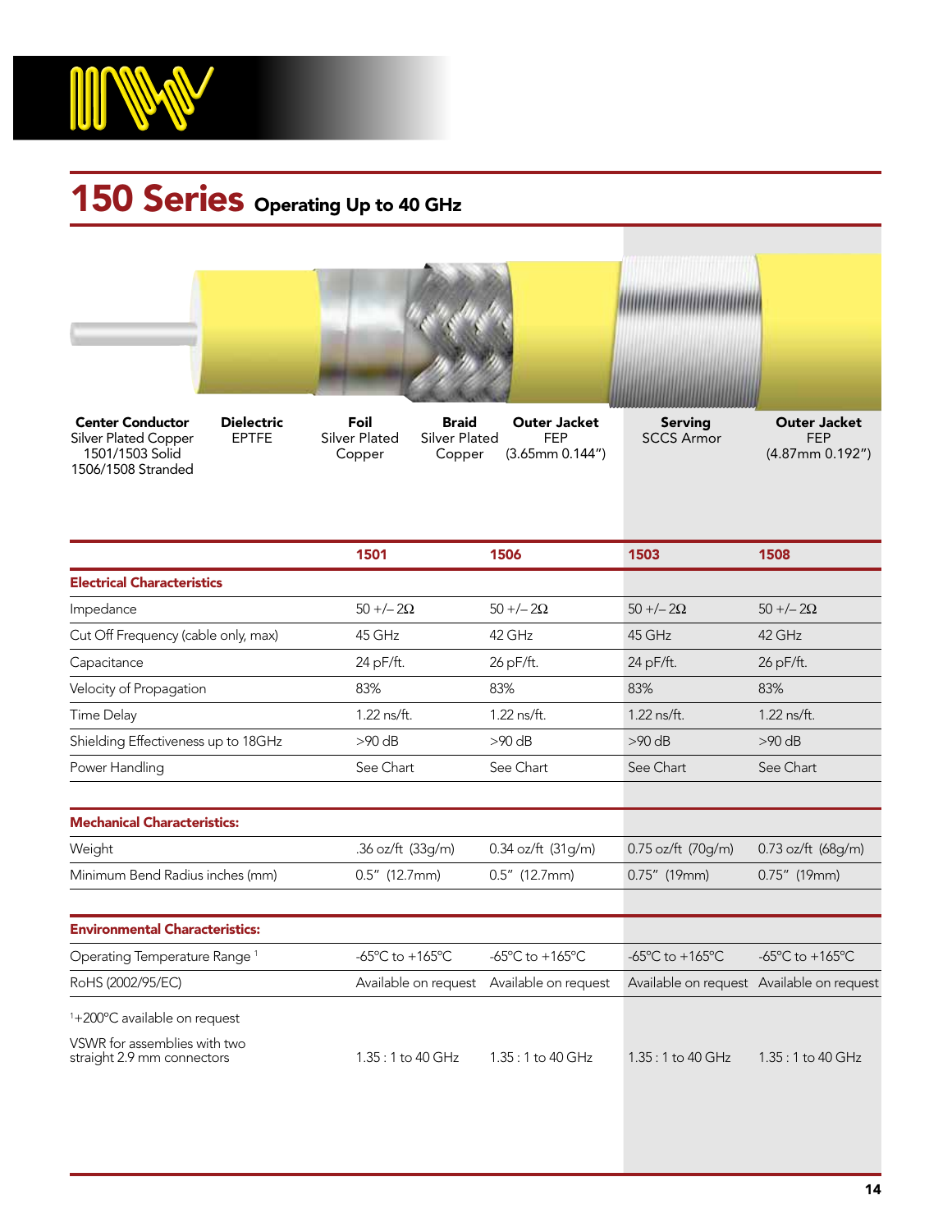# 150 Series Operating Up to 40 GHz

| Center Conductor | Dielectric | Foil | Braid | Outer Jacket | Serving | Outer Jacket |
|---|---|---|---|---|---|---|
| Silver Plated Copper 1501/1503 Solid 1506/1508 Stranded | EPTFE | Silver Plated Copper | Silver Plated Copper | FEP (3.65mm 0.144") | SCCS Armor | FEP (4.87mm 0.192") |

| | 1501 | 1506 | 1503 | 1508 |
|---|---|---|---|---|
| **Electrical Characteristics** | | | | |
| Impedance | 50 +/– 2Ω | 50 +/– 2Ω | 50 +/– 2Ω | 50 +/– 2Ω |
| Cut Off Frequency (cable only, max) | 45 GHz | 42 GHz | 45 GHz | 42 GHz |
| Capacitance | 24 pF/ft. | 26 pF/ft. | 24 pF/ft. | 26 pF/ft. |
| Velocity of Propagation | 83% | 83% | 83% | 83% |
| Time Delay | 1.22 ns/ft. | 1.22 ns/ft. | 1.22 ns/ft. | 1.22 ns/ft. |
| Shielding Effectiveness up to 18GHz | >90 dB | >90 dB | >90 dB | >90 dB |
| Power Handling | See Chart | See Chart | See Chart | See Chart |
| **Mechanical Characteristics:** | | | | |
| Weight | .36 oz/ft (33g/m) | 0.34 oz/ft (31g/m) | 0.75 oz/ft (70g/m) | 0.73 oz/ft (68g/m) |
| Minimum Bend Radius inches (mm) | 0.5" (12.7mm) | 0.5" (12.7mm) | 0.75" (19mm) | 0.75" (19mm) |
| **Environmental Characteristics:** | | | | |
| Operating Temperature Range [1] | -65°C to +165°C | -65°C to +165°C | -65°C to +165°C | -65°C to +165°C |
| RoHS (2002/95/EC) | Available on request | Available on request | Available on request | Available on request |

[1]+200°C available on request

| | 1501 | 1506 | 1503 | 1508 |
|---|---|---|---|---|
| VSWR for assemblies with two straight 2.9 mm connectors | 1.35 : 1 to 40 GHz | 1.35 : 1 to 40 GHz | 1.35 : 1 to 40 GHz | 1.35 : 1 to 40 GHz |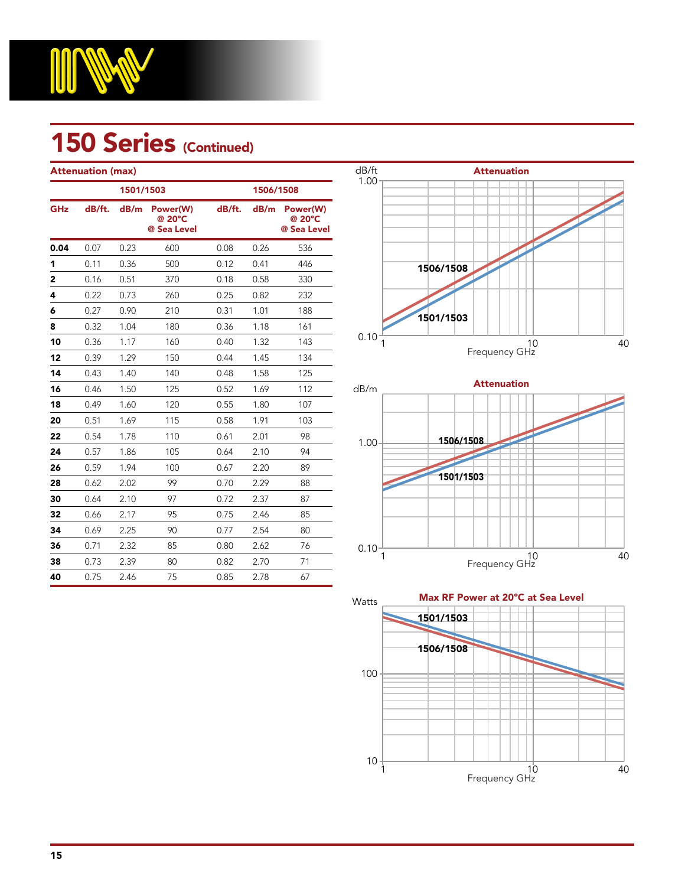# 150 Series (Continued)

**Attenuation (max)**

| | 1501/1503 | | | 1506/1508 | | |
|---|---|---|---|---|---|---|
| **GHz** | **dB/ft.** | **dB/m** | **Power(W) @ 20°C @ Sea Level** | **dB/ft.** | **dB/m** | **Power(W) @ 20°C @ Sea Level** |
| **0.04** | 0.07 | 0.23 | 600 | 0.08 | 0.26 | 536 |
| **1** | 0.11 | 0.36 | 500 | 0.12 | 0.41 | 446 |
| **2** | 0.16 | 0.51 | 370 | 0.18 | 0.58 | 330 |
| **4** | 0.22 | 0.73 | 260 | 0.25 | 0.82 | 232 |
| **6** | 0.27 | 0.90 | 210 | 0.31 | 1.01 | 188 |
| **8** | 0.32 | 1.04 | 180 | 0.36 | 1.18 | 161 |
| **10** | 0.36 | 1.17 | 160 | 0.40 | 1.32 | 143 |
| **12** | 0.39 | 1.29 | 150 | 0.44 | 1.45 | 134 |
| **14** | 0.43 | 1.40 | 140 | 0.48 | 1.58 | 125 |
| **16** | 0.46 | 1.50 | 125 | 0.52 | 1.69 | 112 |
| **18** | 0.49 | 1.60 | 120 | 0.55 | 1.80 | 107 |
| **20** | 0.51 | 1.69 | 115 | 0.58 | 1.91 | 103 |
| **22** | 0.54 | 1.78 | 110 | 0.61 | 2.01 | 98 |
| **24** | 0.57 | 1.86 | 105 | 0.64 | 2.10 | 94 |
| **26** | 0.59 | 1.94 | 100 | 0.67 | 2.20 | 89 |
| **28** | 0.62 | 2.02 | 99 | 0.70 | 2.29 | 88 |
| **30** | 0.64 | 2.10 | 97 | 0.72 | 2.37 | 87 |
| **32** | 0.66 | 2.17 | 95 | 0.75 | 2.46 | 85 |
| **34** | 0.69 | 2.25 | 90 | 0.77 | 2.54 | 80 |
| **36** | 0.71 | 2.32 | 85 | 0.80 | 2.62 | 76 |
| **38** | 0.73 | 2.39 | 80 | 0.82 | 2.70 | 71 |
| **40** | 0.75 | 2.46 | 75 | 0.85 | 2.78 | 67 |

**Attenuation**

dB/ft
1.00
0.10
1506/1508
1501/1503
1
10
40
Frequency GHz

**Attenuation**

dB/m
1.00
0.10
1506/1508
1501/1503
1
10
40
Frequency GHz

**Max RF Power at 20°C at Sea Level**

Watts
100
10
1501/1503
1506/1508
1
10
40
Frequency GHz